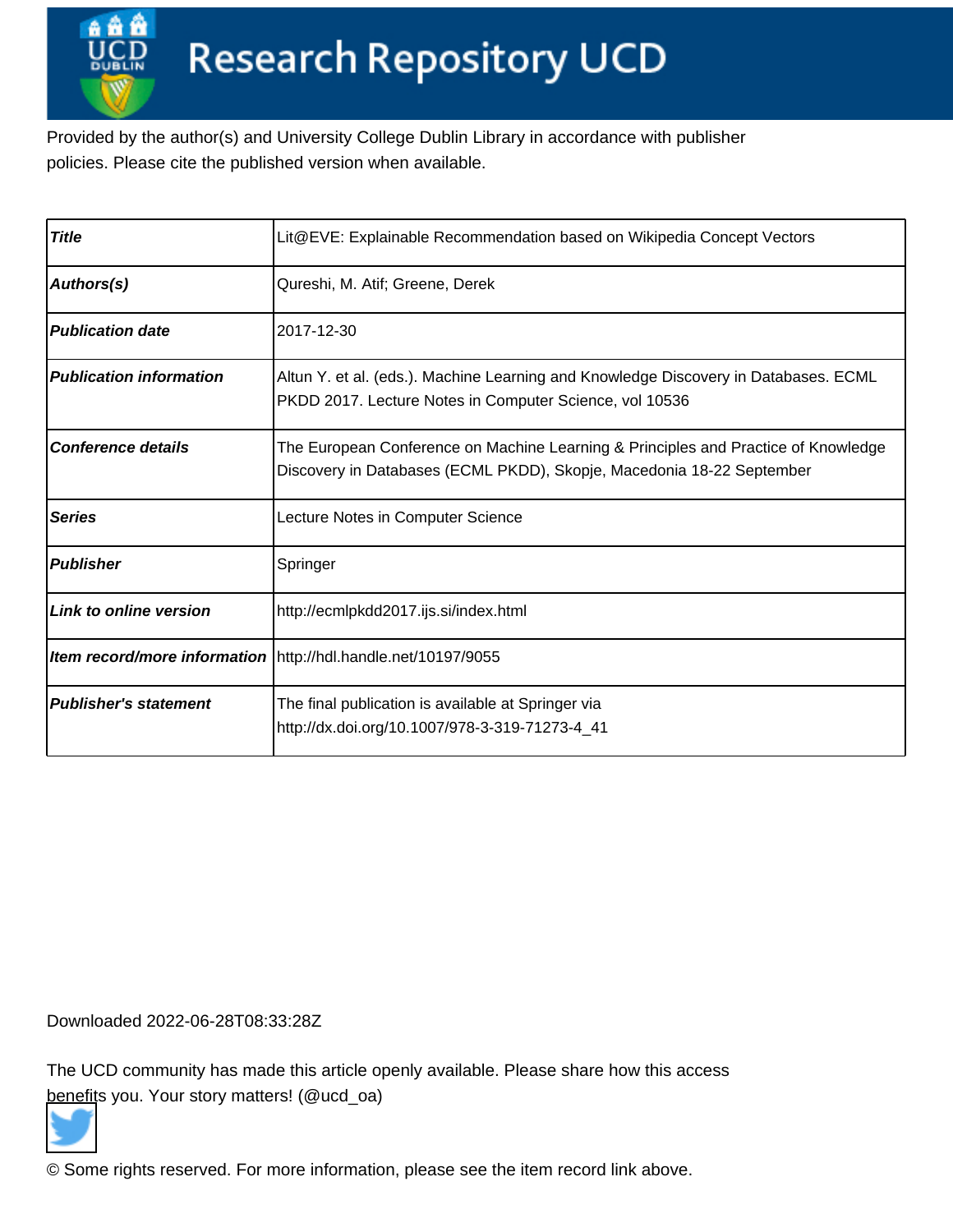# Research Repository UCD

Provided by the author(s) and University College Dublin Library in accordance with publisher policies. Please cite the published version when available.

| Title | Lit@EVE: Explainable Recommendation based on Wikipedia Concept Vectors |
|---|---|
| Authors(s) | Qureshi, M. Atif; Greene, Derek |
| Publication date | 2017-12-30 |
| Publication information | Altun Y. et al. (eds.). Machine Learning and Knowledge Discovery in Databases. ECML PKDD 2017. Lecture Notes in Computer Science, vol 10536 |
| Conference details | The European Conference on Machine Learning & Principles and Practice of Knowledge Discovery in Databases (ECML PKDD), Skopje, Macedonia 18-22 September |
| Series | Lecture Notes in Computer Science |
| Publisher | Springer |
| Link to online version | http://ecmlpkdd2017.ijs.si/index.html |
| Item record/more information | http://hdl.handle.net/10197/9055 |
| Publisher's statement | The final publication is available at Springer via http://dx.doi.org/10.1007/978-3-319-71273-4_41 |

Downloaded 2022-06-28T08:33:28Z

The UCD community has made this article openly available. Please share how this access benefits you. Your story matters! (@ucd_oa)

© Some rights reserved. For more information, please see the item record link above.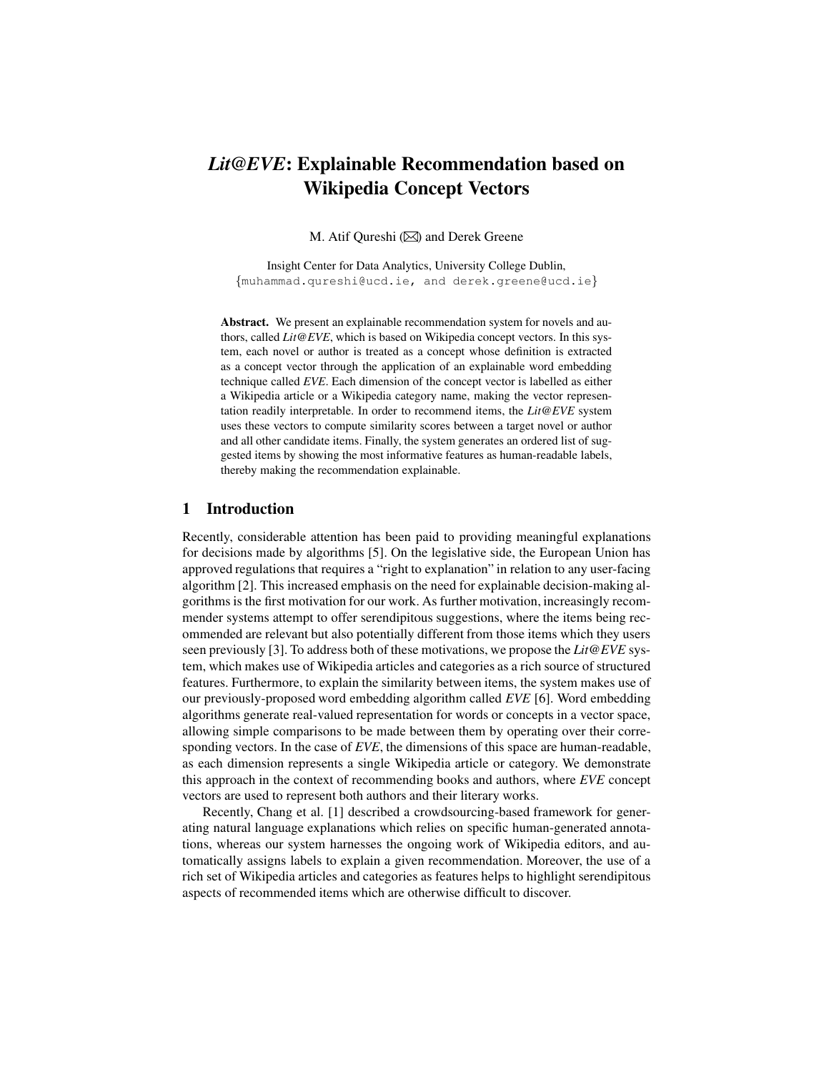# *Lit@EVE*: Explainable Recommendation based on Wikipedia Concept Vectors

M. Atif Qureshi (✉) and Derek Greene

Insight Center for Data Analytics, University College Dublin,
{muhammad.qureshi@ucd.ie, and derek.greene@ucd.ie}

**Abstract.** We present an explainable recommendation system for novels and authors, called *Lit@EVE*, which is based on Wikipedia concept vectors. In this system, each novel or author is treated as a concept whose definition is extracted as a concept vector through the application of an explainable word embedding technique called *EVE*. Each dimension of the concept vector is labelled as either a Wikipedia article or a Wikipedia category name, making the vector representation readily interpretable. In order to recommend items, the *Lit@EVE* system uses these vectors to compute similarity scores between a target novel or author and all other candidate items. Finally, the system generates an ordered list of suggested items by showing the most informative features as human-readable labels, thereby making the recommendation explainable.

## 1 Introduction

Recently, considerable attention has been paid to providing meaningful explanations for decisions made by algorithms [5]. On the legislative side, the European Union has approved regulations that requires a "right to explanation" in relation to any user-facing algorithm [2]. This increased emphasis on the need for explainable decision-making algorithms is the first motivation for our work. As further motivation, increasingly recommender systems attempt to offer serendipitous suggestions, where the items being recommended are relevant but also potentially different from those items which they users seen previously [3]. To address both of these motivations, we propose the *Lit@EVE* system, which makes use of Wikipedia articles and categories as a rich source of structured features. Furthermore, to explain the similarity between items, the system makes use of our previously-proposed word embedding algorithm called *EVE* [6]. Word embedding algorithms generate real-valued representation for words or concepts in a vector space, allowing simple comparisons to be made between them by operating over their corresponding vectors. In the case of *EVE*, the dimensions of this space are human-readable, as each dimension represents a single Wikipedia article or category. We demonstrate this approach in the context of recommending books and authors, where *EVE* concept vectors are used to represent both authors and their literary works.

Recently, Chang et al. [1] described a crowdsourcing-based framework for generating natural language explanations which relies on specific human-generated annotations, whereas our system harnesses the ongoing work of Wikipedia editors, and automatically assigns labels to explain a given recommendation. Moreover, the use of a rich set of Wikipedia articles and categories as features helps to highlight serendipitous aspects of recommended items which are otherwise difficult to discover.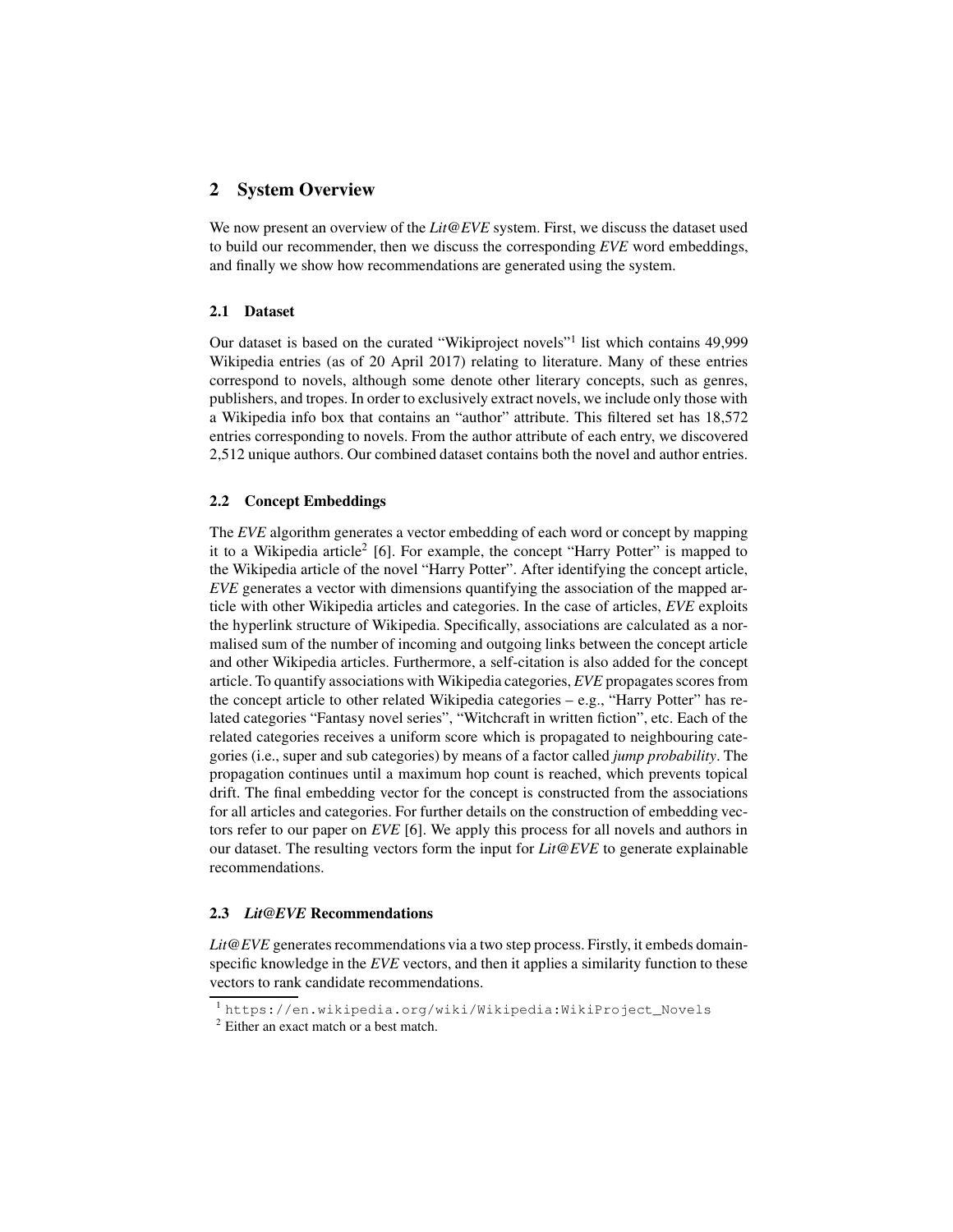## 2 System Overview

We now present an overview of the *Lit@EVE* system. First, we discuss the dataset used to build our recommender, then we discuss the corresponding *EVE* word embeddings, and finally we show how recommendations are generated using the system.

### 2.1 Dataset

Our dataset is based on the curated "Wikiproject novels"[1] list which contains 49,999 Wikipedia entries (as of 20 April 2017) relating to literature. Many of these entries correspond to novels, although some denote other literary concepts, such as genres, publishers, and tropes. In order to exclusively extract novels, we include only those with a Wikipedia info box that contains an "author" attribute. This filtered set has 18,572 entries corresponding to novels. From the author attribute of each entry, we discovered 2,512 unique authors. Our combined dataset contains both the novel and author entries.

### 2.2 Concept Embeddings

The *EVE* algorithm generates a vector embedding of each word or concept by mapping it to a Wikipedia article[2] [6]. For example, the concept "Harry Potter" is mapped to the Wikipedia article of the novel "Harry Potter". After identifying the concept article, *EVE* generates a vector with dimensions quantifying the association of the mapped article with other Wikipedia articles and categories. In the case of articles, *EVE* exploits the hyperlink structure of Wikipedia. Specifically, associations are calculated as a normalised sum of the number of incoming and outgoing links between the concept article and other Wikipedia articles. Furthermore, a self-citation is also added for the concept article. To quantify associations with Wikipedia categories, *EVE* propagates scores from the concept article to other related Wikipedia categories – e.g., "Harry Potter" has related categories "Fantasy novel series", "Witchcraft in written fiction", etc. Each of the related categories receives a uniform score which is propagated to neighbouring categories (i.e., super and sub categories) by means of a factor called *jump probability*. The propagation continues until a maximum hop count is reached, which prevents topical drift. The final embedding vector for the concept is constructed from the associations for all articles and categories. For further details on the construction of embedding vectors refer to our paper on *EVE* [6]. We apply this process for all novels and authors in our dataset. The resulting vectors form the input for *Lit@EVE* to generate explainable recommendations.

### 2.3 *Lit@EVE* Recommendations

*Lit@EVE* generates recommendations via a two step process. Firstly, it embeds domain-specific knowledge in the *EVE* vectors, and then it applies a similarity function to these vectors to rank candidate recommendations.

---

[1] https://en.wikipedia.org/wiki/Wikipedia:WikiProject_Novels

[2] Either an exact match or a best match.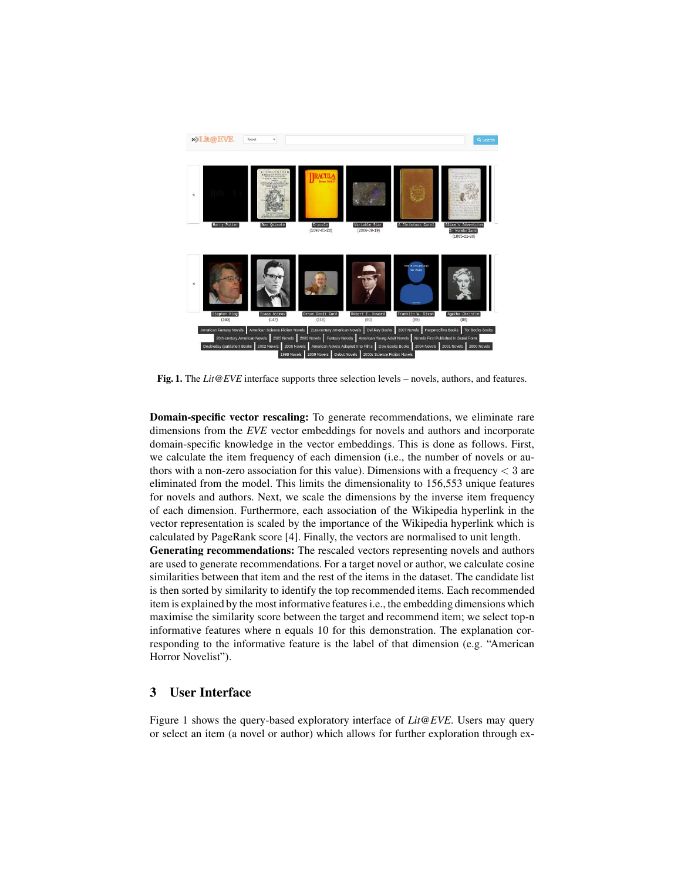**Fig. 1.** The *Lit@EVE* interface supports three selection levels – novels, authors, and features.

**Domain-specific vector rescaling:** To generate recommendations, we eliminate rare dimensions from the *EVE* vector embeddings for novels and authors and incorporate domain-specific knowledge in the vector embeddings. This is done as follows. First, we calculate the item frequency of each dimension (i.e., the number of novels or authors with a non-zero association for this value). Dimensions with a frequency $< 3$ are eliminated from the model. This limits the dimensionality to 156,553 unique features for novels and authors. Next, we scale the dimensions by the inverse item frequency of each dimension. Furthermore, each association of the Wikipedia hyperlink in the vector representation is scaled by the importance of the Wikipedia hyperlink which is calculated by PageRank score [4]. Finally, the vectors are normalised to unit length.

**Generating recommendations:** The rescaled vectors representing novels and authors are used to generate recommendations. For a target novel or author, we calculate cosine similarities between that item and the rest of the items in the dataset. The candidate list is then sorted by similarity to identify the top recommended items. Each recommended item is explained by the most informative features i.e., the embedding dimensions which maximise the similarity score between the target and recommend item; we select top-n informative features where n equals 10 for this demonstration. The explanation corresponding to the informative feature is the label of that dimension (e.g. "American Horror Novelist").

## 3 User Interface

Figure 1 shows the query-based exploratory interface of *Lit@EVE*. Users may query or select an item (a novel or author) which allows for further exploration through ex-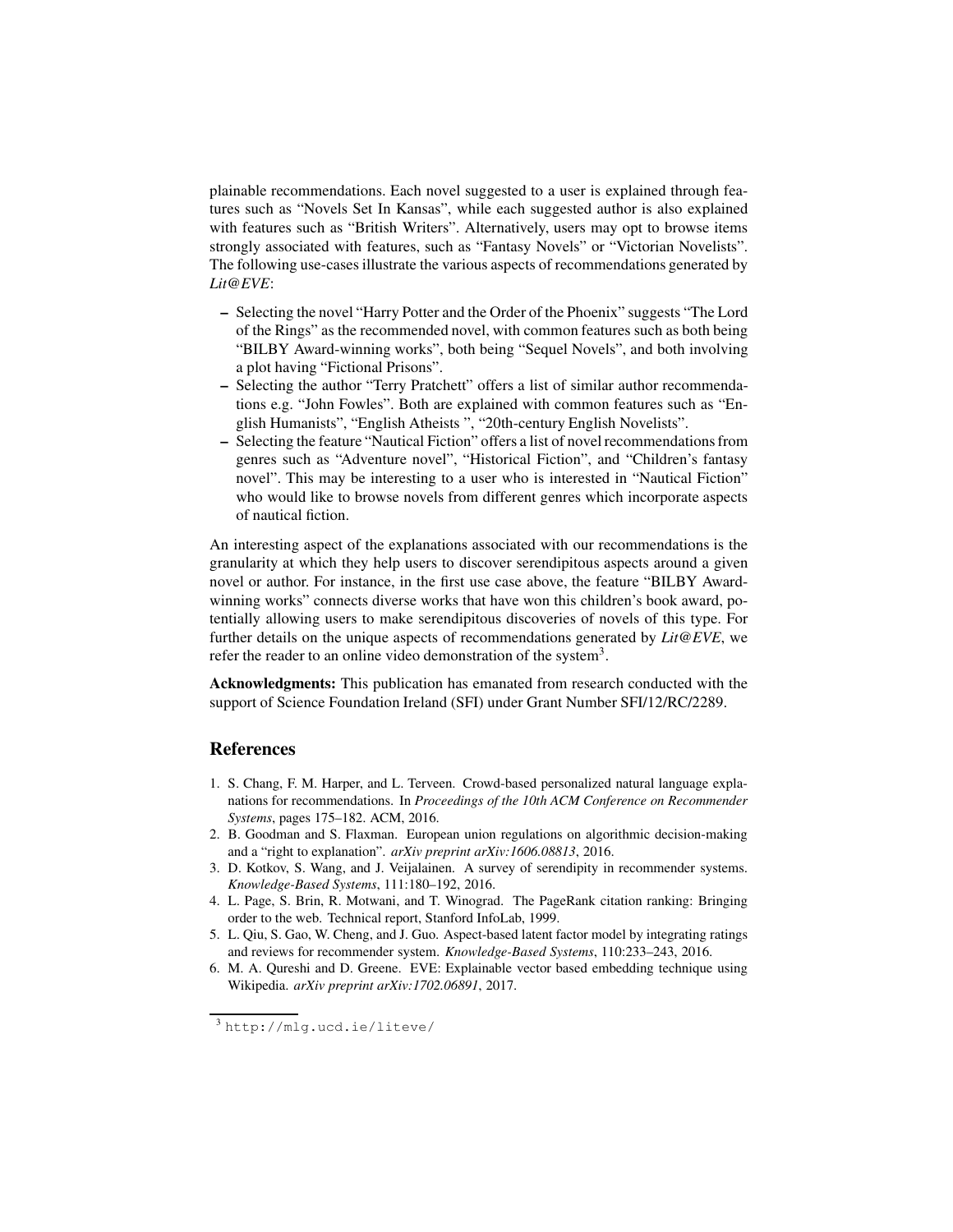plainable recommendations. Each novel suggested to a user is explained through features such as "Novels Set In Kansas", while each suggested author is also explained with features such as "British Writers". Alternatively, users may opt to browse items strongly associated with features, such as "Fantasy Novels" or "Victorian Novelists". The following use-cases illustrate the various aspects of recommendations generated by *Lit@EVE*:

- Selecting the novel "Harry Potter and the Order of the Phoenix" suggests "The Lord of the Rings" as the recommended novel, with common features such as both being "BILBY Award-winning works", both being "Sequel Novels", and both involving a plot having "Fictional Prisons".
- Selecting the author "Terry Pratchett" offers a list of similar author recommendations e.g. "John Fowles". Both are explained with common features such as "English Humanists", "English Atheists ", "20th-century English Novelists".
- Selecting the feature "Nautical Fiction" offers a list of novel recommendations from genres such as "Adventure novel", "Historical Fiction", and "Children's fantasy novel". This may be interesting to a user who is interested in "Nautical Fiction" who would like to browse novels from different genres which incorporate aspects of nautical fiction.

An interesting aspect of the explanations associated with our recommendations is the granularity at which they help users to discover serendipitous aspects around a given novel or author. For instance, in the first use case above, the feature "BILBY Award-winning works" connects diverse works that have won this children's book award, potentially allowing users to make serendipitous discoveries of novels of this type. For further details on the unique aspects of recommendations generated by *Lit@EVE*, we refer the reader to an online video demonstration of the system[3].

**Acknowledgments:** This publication has emanated from research conducted with the support of Science Foundation Ireland (SFI) under Grant Number SFI/12/RC/2289.

## References

1. S. Chang, F. M. Harper, and L. Terveen. Crowd-based personalized natural language explanations for recommendations. In *Proceedings of the 10th ACM Conference on Recommender Systems*, pages 175–182. ACM, 2016.
2. B. Goodman and S. Flaxman. European union regulations on algorithmic decision-making and a "right to explanation". *arXiv preprint arXiv:1606.08813*, 2016.
3. D. Kotkov, S. Wang, and J. Veijalainen. A survey of serendipity in recommender systems. *Knowledge-Based Systems*, 111:180–192, 2016.
4. L. Page, S. Brin, R. Motwani, and T. Winograd. The PageRank citation ranking: Bringing order to the web. Technical report, Stanford InfoLab, 1999.
5. L. Qiu, S. Gao, W. Cheng, and J. Guo. Aspect-based latent factor model by integrating ratings and reviews for recommender system. *Knowledge-Based Systems*, 110:233–243, 2016.
6. M. A. Qureshi and D. Greene. EVE: Explainable vector based embedding technique using Wikipedia. *arXiv preprint arXiv:1702.06891*, 2017.

[3] http://mlg.ucd.ie/liteve/